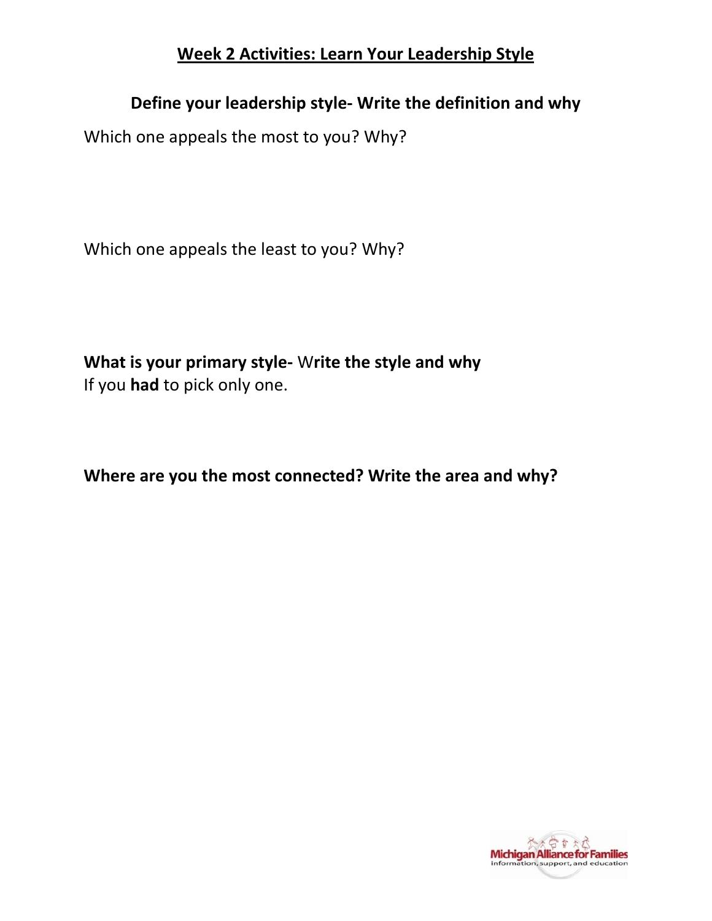# Week 2 Activities: Learn Your Leadership Style

## Define your leadership style- Write the definition and why

Which one appeals the most to you? Why?

Which one appeals the least to you? Why?

**What is your primary style-** W**rite the style and why**
If you **had** to pick only one.

**Where are you the most connected? Write the area and why?**

Michigan Alliance for Families
information, support, and education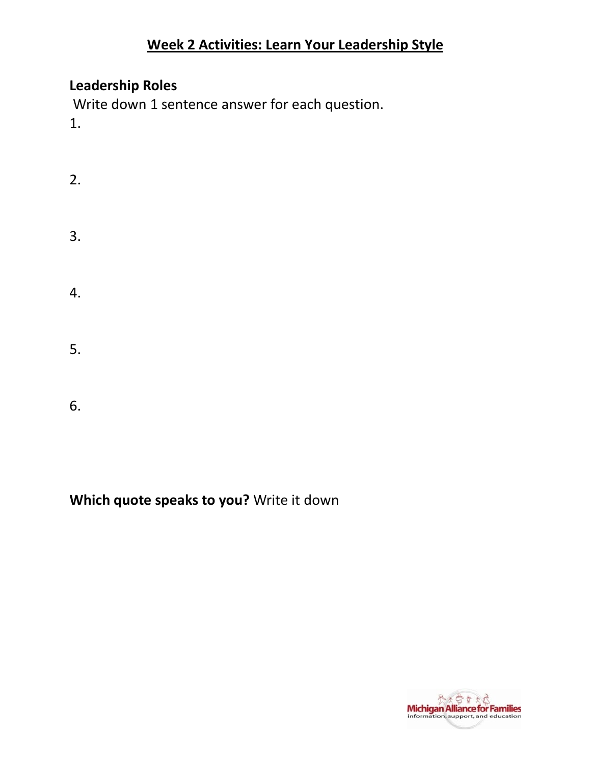# Week 2 Activities: Learn Your Leadership Style

**Leadership Roles**

Write down 1 sentence answer for each question.

1.

2.

3.

4.

5.

6.

**Which quote speaks to you?** Write it down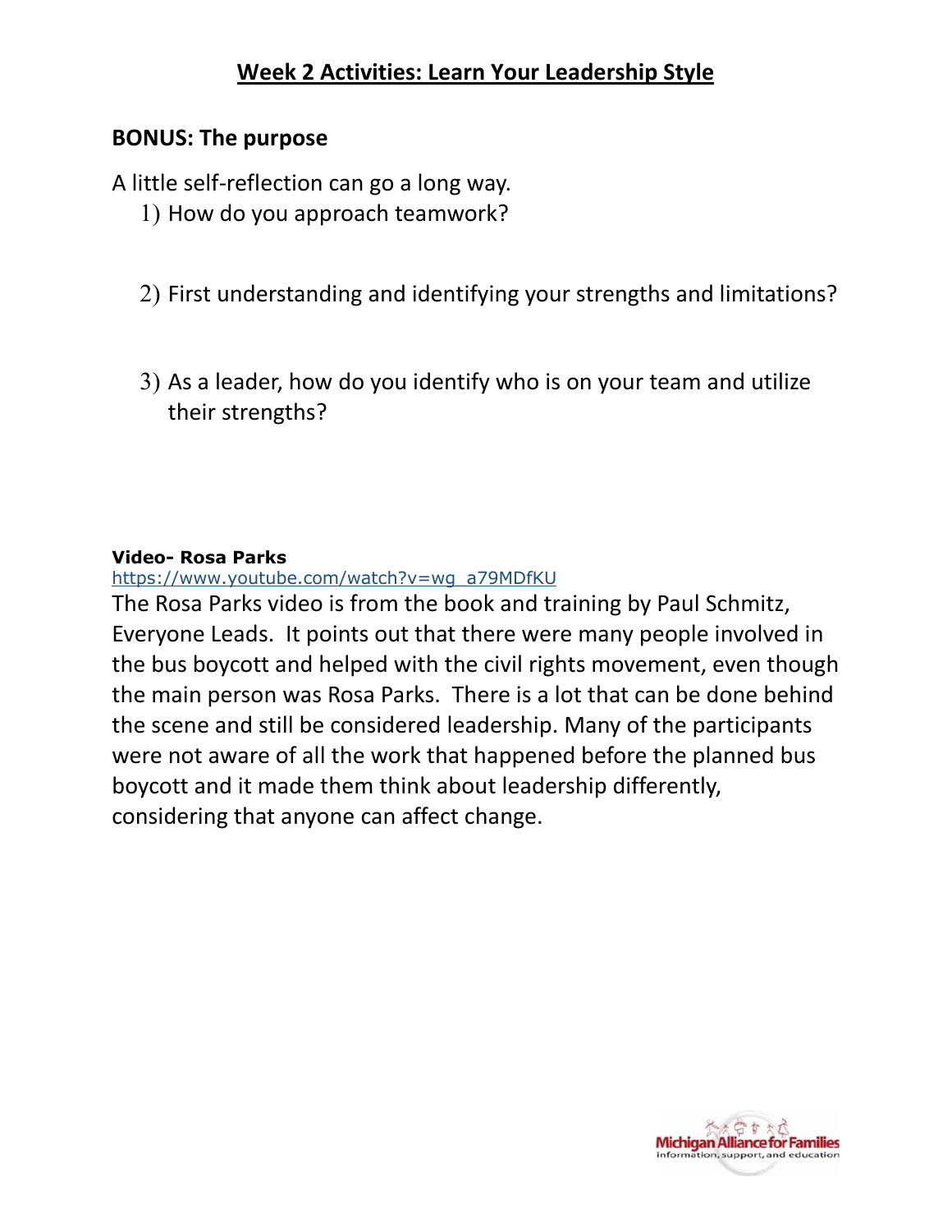# Week 2 Activities: Learn Your Leadership Style

## BONUS: The purpose

A little self-reflection can go a long way.

1) How do you approach teamwork?

2) First understanding and identifying your strengths and limitations?

3) As a leader, how do you identify who is on your team and utilize their strengths?

**Video- Rosa Parks**
https://www.youtube.com/watch?v=wg_a79MDfKU

The Rosa Parks video is from the book and training by Paul Schmitz, Everyone Leads. It points out that there were many people involved in the bus boycott and helped with the civil rights movement, even though the main person was Rosa Parks. There is a lot that can be done behind the scene and still be considered leadership. Many of the participants were not aware of all the work that happened before the planned bus boycott and it made them think about leadership differently, considering that anyone can affect change.

Michigan Alliance for Families
information, support, and education